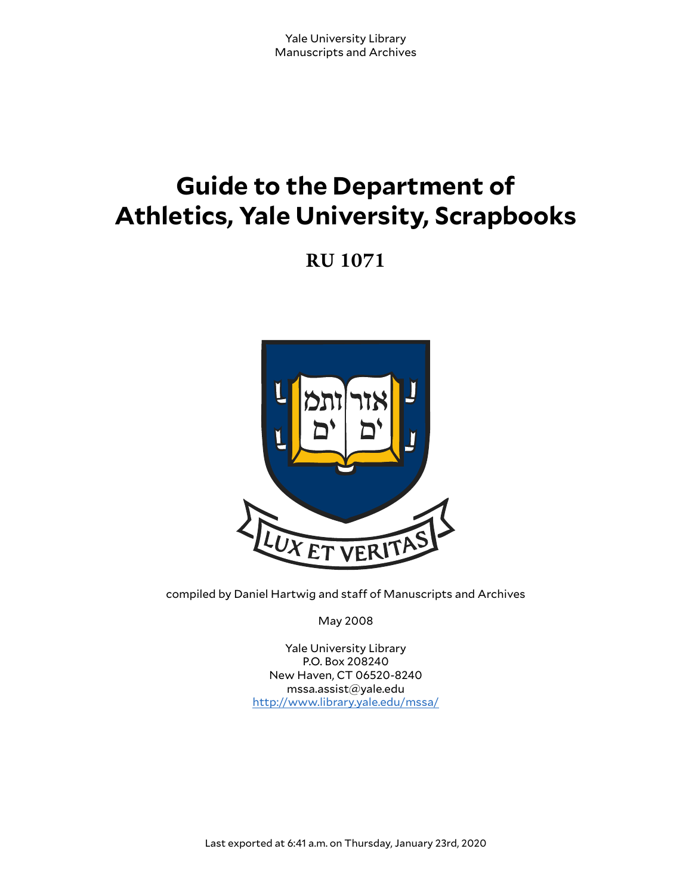Yale University Library
Manuscripts and Archives

# Guide to the Department of Athletics, Yale University, Scrapbooks

## RU 1071

compiled by Daniel Hartwig and staff of Manuscripts and Archives

May 2008

Yale University Library
P.O. Box 208240
New Haven, CT 06520-8240
mssa.assist@yale.edu
http://www.library.yale.edu/mssa/

Last exported at 6:41 a.m. on Thursday, January 23rd, 2020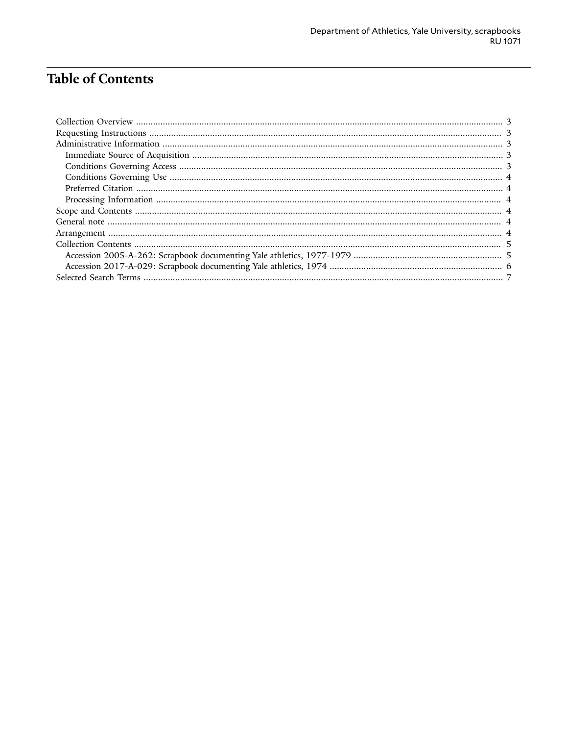# Table of Contents

- Collection Overview ..... 3
- Requesting Instructions ..... 3
- Administrative Information ..... 3
  - Immediate Source of Acquisition ..... 3
  - Conditions Governing Access ..... 3
  - Conditions Governing Use ..... 4
  - Preferred Citation ..... 4
  - Processing Information ..... 4
- Scope and Contents ..... 4
- General note ..... 4
- Arrangement ..... 4
- Collection Contents ..... 5
  - Accession 2005-A-262: Scrapbook documenting Yale athletics, 1977-1979 ..... 5
  - Accession 2017-A-029: Scrapbook documenting Yale athletics, 1974 ..... 6
- Selected Search Terms ..... 7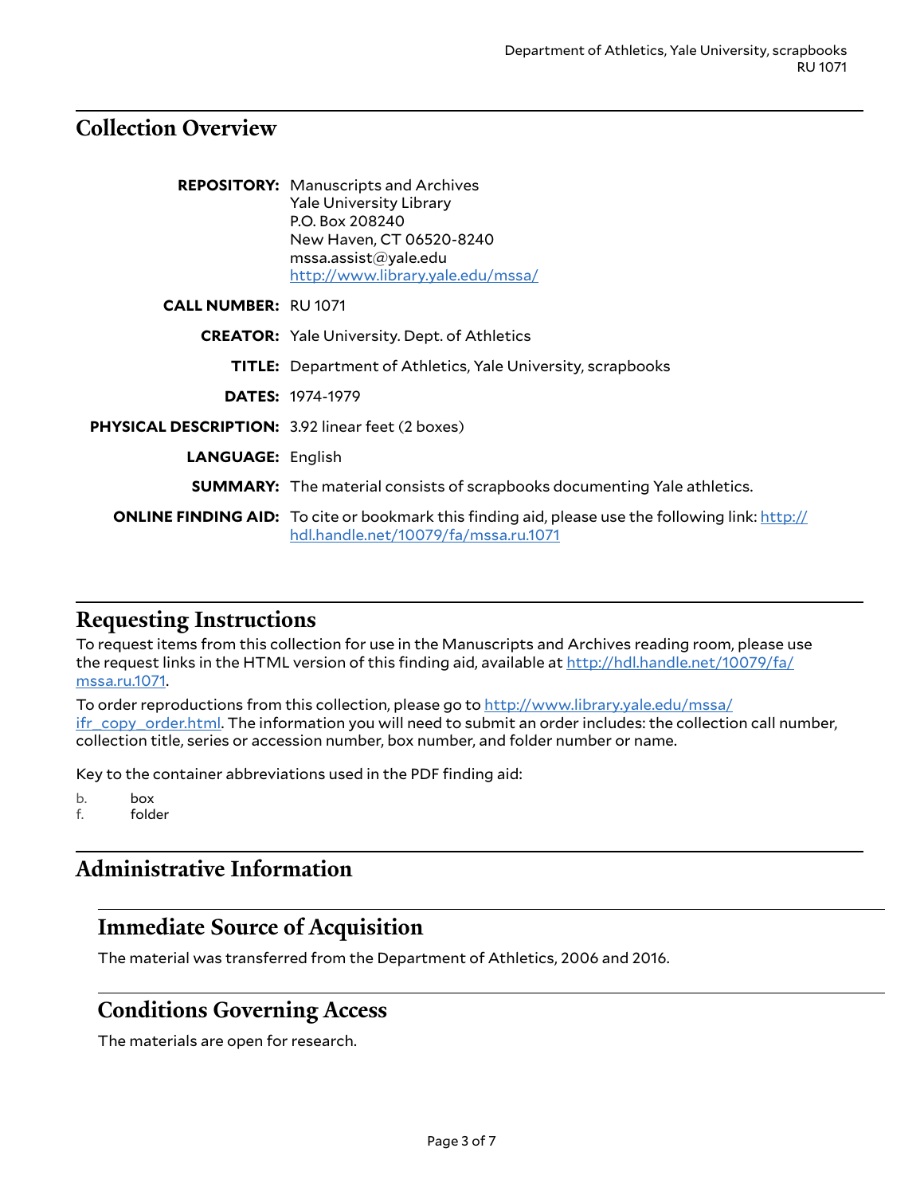## Collection Overview

**REPOSITORY:** Manuscripts and Archives
Yale University Library
P.O. Box 208240
New Haven, CT 06520-8240
mssa.assist@yale.edu
http://www.library.yale.edu/mssa/

**CALL NUMBER:** RU 1071

**CREATOR:** Yale University. Dept. of Athletics

**TITLE:** Department of Athletics, Yale University, scrapbooks

**DATES:** 1974-1979

**PHYSICAL DESCRIPTION:** 3.92 linear feet (2 boxes)

**LANGUAGE:** English

**SUMMARY:** The material consists of scrapbooks documenting Yale athletics.

**ONLINE FINDING AID:** To cite or bookmark this finding aid, please use the following link: http://hdl.handle.net/10079/fa/mssa.ru.1071

## Requesting Instructions

To request items from this collection for use in the Manuscripts and Archives reading room, please use the request links in the HTML version of this finding aid, available at http://hdl.handle.net/10079/fa/mssa.ru.1071.

To order reproductions from this collection, please go to http://www.library.yale.edu/mssa/ifr_copy_order.html. The information you will need to submit an order includes: the collection call number, collection title, series or accession number, box number, and folder number or name.

Key to the container abbreviations used in the PDF finding aid:

b. box
f. folder

## Administrative Information

### Immediate Source of Acquisition

The material was transferred from the Department of Athletics, 2006 and 2016.

### Conditions Governing Access

The materials are open for research.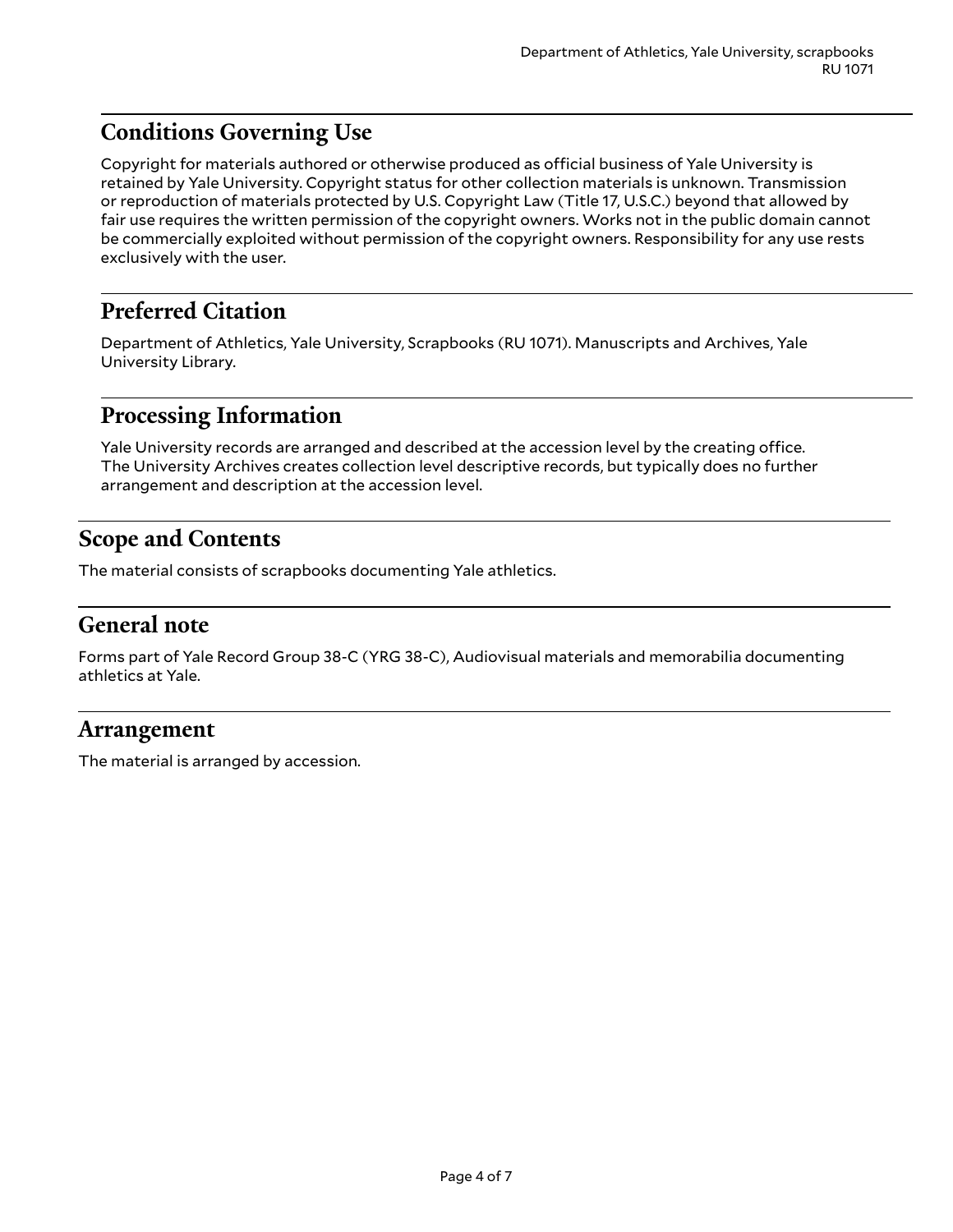## Conditions Governing Use

Copyright for materials authored or otherwise produced as official business of Yale University is retained by Yale University. Copyright status for other collection materials is unknown. Transmission or reproduction of materials protected by U.S. Copyright Law (Title 17, U.S.C.) beyond that allowed by fair use requires the written permission of the copyright owners. Works not in the public domain cannot be commercially exploited without permission of the copyright owners. Responsibility for any use rests exclusively with the user.

## Preferred Citation

Department of Athletics, Yale University, Scrapbooks (RU 1071). Manuscripts and Archives, Yale University Library.

## Processing Information

Yale University records are arranged and described at the accession level by the creating office. The University Archives creates collection level descriptive records, but typically does no further arrangement and description at the accession level.

## Scope and Contents

The material consists of scrapbooks documenting Yale athletics.

## General note

Forms part of Yale Record Group 38-C (YRG 38-C), Audiovisual materials and memorabilia documenting athletics at Yale.

## Arrangement

The material is arranged by accession.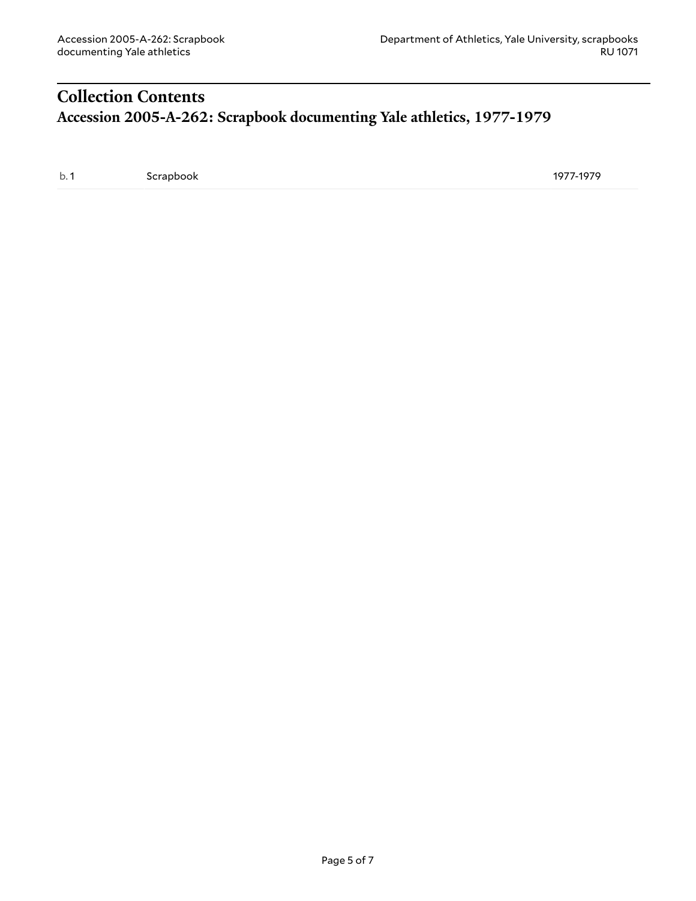# Collection Contents

## Accession 2005-A-262: Scrapbook documenting Yale athletics, 1977-1979

| | | |
|---|---|---|
| b. 1 | Scrapbook | 1977-1979 |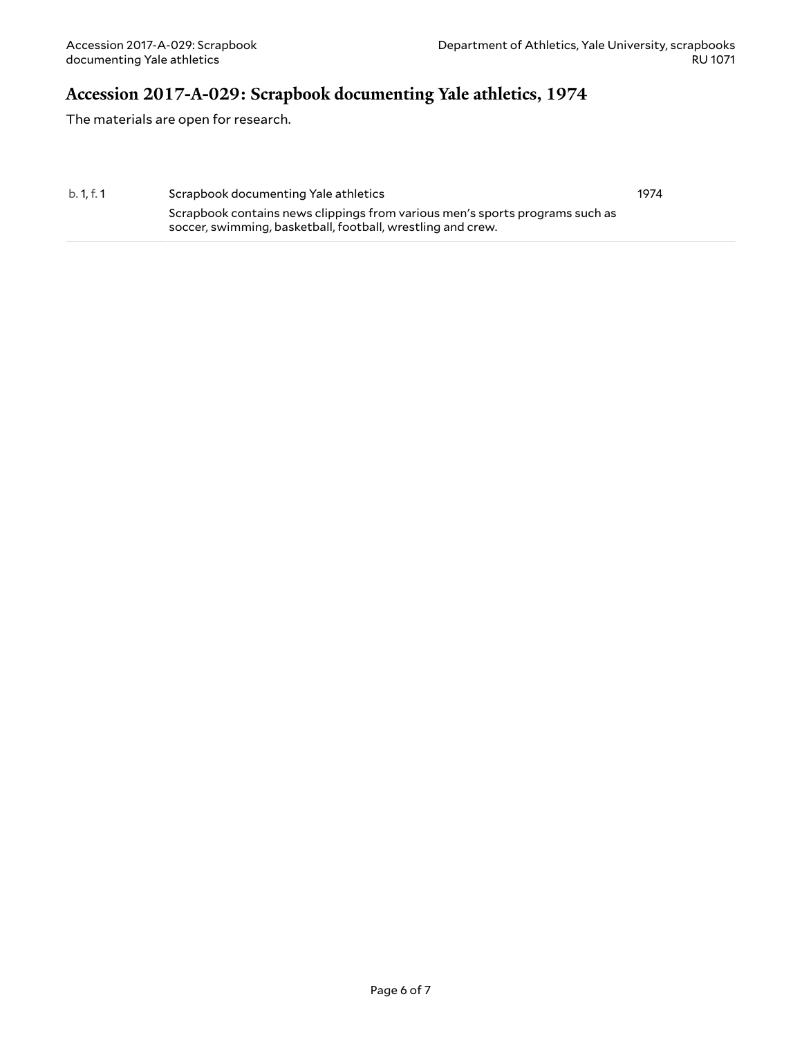## Accession 2017-A-029: Scrapbook documenting Yale athletics, 1974

The materials are open for research.

| | | |
|---|---|---|
| b. 1, f. 1 | Scrapbook documenting Yale athletics<br>Scrapbook contains news clippings from various men's sports programs such as soccer, swimming, basketball, football, wrestling and crew. | 1974 |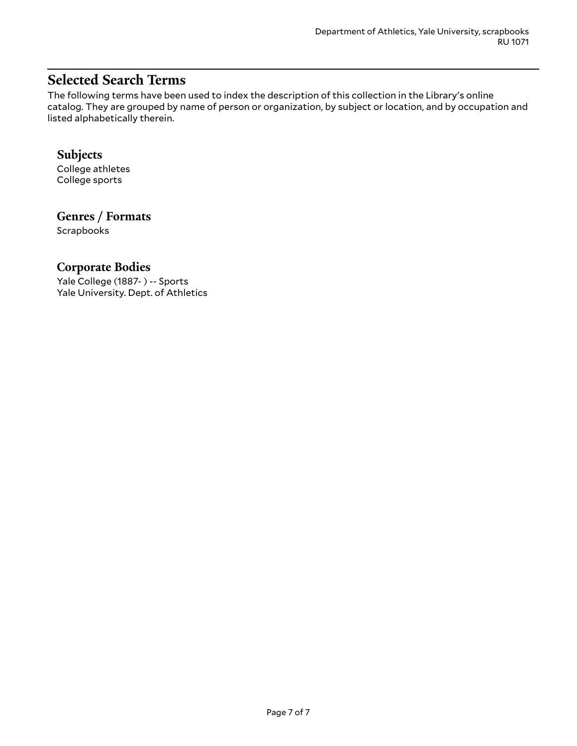## Selected Search Terms

The following terms have been used to index the description of this collection in the Library's online catalog. They are grouped by name of person or organization, by subject or location, and by occupation and listed alphabetically therein.

### Subjects

College athletes
College sports

### Genres / Formats

Scrapbooks

### Corporate Bodies

Yale College (1887- ) -- Sports
Yale University. Dept. of Athletics